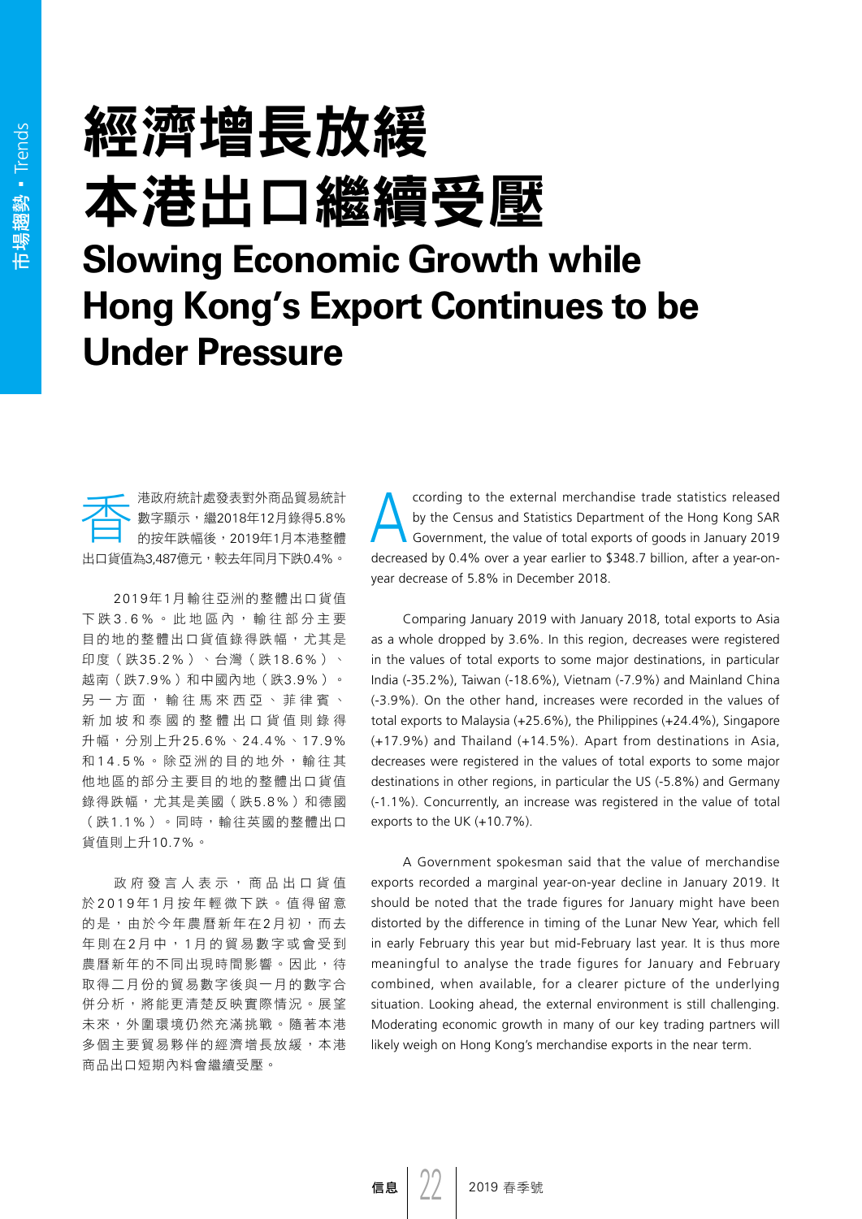# 經濟增長放緩 本港出口繼續受壓

# Slowing Economic Growth while Hong Kong's Export Continues to be Under Pressure

香港政府統計處發表對外商品貿易統計數字顯示，繼2018年12月錄得5.8%的按年跌幅後，2019年1月本港整體出口貨值為3,487億元，較去年同月下跌0.4%。

2019年1月輸往亞洲的整體出口貨值下跌3.6%。此地區內，輸往部分主要目的地的整體出口貨值錄得跌幅，尤其是印度（跌35.2%）、台灣（跌18.6%）、越南（跌7.9%）和中國內地（跌3.9%）。另一方面，輸往馬來西亞、菲律賓、新加坡和泰國的整體出口貨值則錄得升幅，分別上升25.6%、24.4%、17.9%和14.5%。除亞洲的目的地外，輸往其他地區的部分主要目的地的整體出口貨值錄得跌幅，尤其是美國（跌5.8%）和德國（跌1.1%）。同時，輸往英國的整體出口貨值則上升10.7%。

政府發言人表示，商品出口貨值於2019年1月按年輕微下跌。值得留意的是，由於今年農曆新年在2月初，而去年則在2月中，1月的貿易數字或會受到農曆新年的不同出現時間影響。因此，待取得二月份的貿易數字後與一月的數字合併分析，將能更清楚反映實際情況。展望未來，外圍環境仍然充滿挑戰。隨著本港多個主要貿易夥伴的經濟增長放緩，本港商品出口短期內料會繼續受壓。

According to the external merchandise trade statistics released by the Census and Statistics Department of the Hong Kong SAR Government, the value of total exports of goods in January 2019 decreased by 0.4% over a year earlier to $348.7 billion, after a year-on-year decrease of 5.8% in December 2018.

Comparing January 2019 with January 2018, total exports to Asia as a whole dropped by 3.6%. In this region, decreases were registered in the values of total exports to some major destinations, in particular India (-35.2%), Taiwan (-18.6%), Vietnam (-7.9%) and Mainland China (-3.9%). On the other hand, increases were recorded in the values of total exports to Malaysia (+25.6%), the Philippines (+24.4%), Singapore (+17.9%) and Thailand (+14.5%). Apart from destinations in Asia, decreases were registered in the values of total exports to some major destinations in other regions, in particular the US (-5.8%) and Germany (-1.1%). Concurrently, an increase was registered in the value of total exports to the UK (+10.7%).

A Government spokesman said that the value of merchandise exports recorded a marginal year-on-year decline in January 2019. It should be noted that the trade figures for January might have been distorted by the difference in timing of the Lunar New Year, which fell in early February this year but mid-February last year. It is thus more meaningful to analyse the trade figures for January and February combined, when available, for a clearer picture of the underlying situation. Looking ahead, the external environment is still challenging. Moderating economic growth in many of our key trading partners will likely weigh on Hong Kong's merchandise exports in the near term.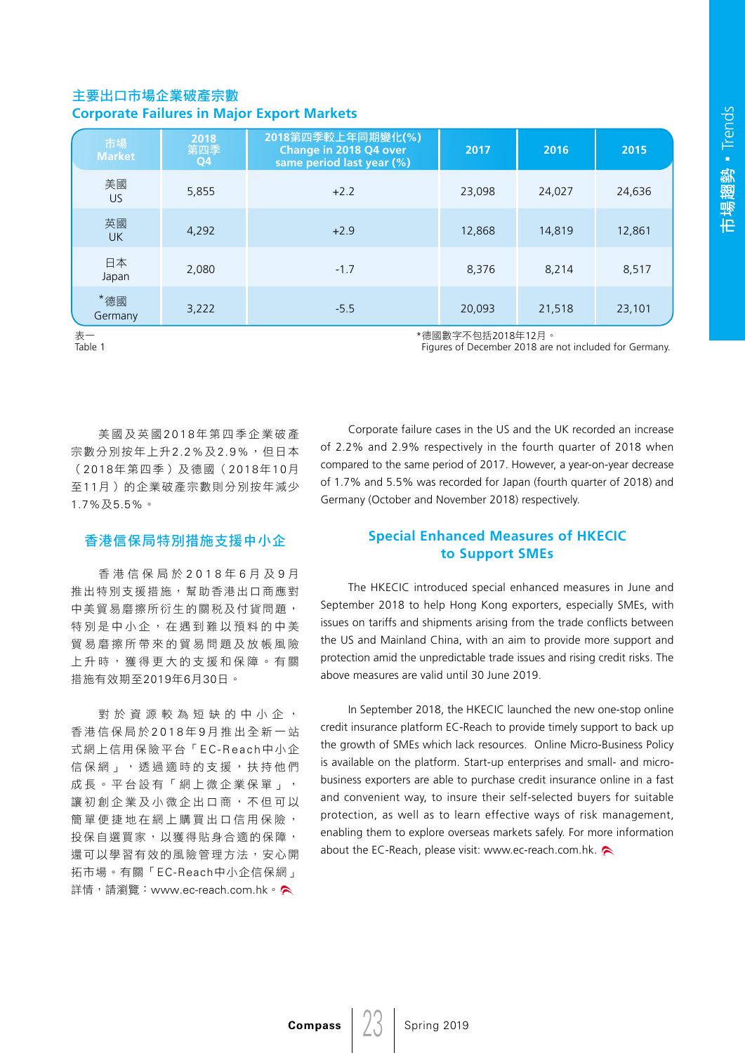## 主要出口市場企業破產宗數
## Corporate Failures in Major Export Markets

| 市場 Market | 2018 第四季 Q4 | 2018第四季較上年同期變化(%) Change in 2018 Q4 over same period last year (%) | 2017 | 2016 | 2015 |
|---|---|---|---|---|---|
| 美國 US | 5,855 | +2.2 | 23,098 | 24,027 | 24,636 |
| 英國 UK | 4,292 | +2.9 | 12,868 | 14,819 | 12,861 |
| 日本 Japan | 2,080 | -1.7 | 8,376 | 8,214 | 8,517 |
| *德國 Germany | 3,222 | -5.5 | 20,093 | 21,518 | 23,101 |

表一
Table 1

*德國數字不包括2018年12月。
Figures of December 2018 are not included for Germany.

美國及英國2018年第四季企業破產宗數分別按年上升2.2%及2.9%，但日本（2018年第四季）及德國（2018年10月至11月）的企業破產宗數則分別按年減少1.7%及5.5%。

Corporate failure cases in the US and the UK recorded an increase of 2.2% and 2.9% respectively in the fourth quarter of 2018 when compared to the same period of 2017. However, a year-on-year decrease of 1.7% and 5.5% was recorded for Japan (fourth quarter of 2018) and Germany (October and November 2018) respectively.

### 香港信保局特別措施支援中小企

香港信保局於2018年6月及9月推出特別支援措施，幫助香港出口商應對中美貿易磨擦所衍生的關稅及付貨問題，特別是中小企，在遇到難以預料的中美貿易磨擦所帶來的貿易問題及放帳風險上升時，獲得更大的支援和保障。有關措施有效期至2019年6月30日。

對於資源較為短缺的中小企，香港信保局於2018年9月推出全新一站式網上信用保險平台「EC-Reach中小企信保網」，透過適時的支援，扶持他們成長。平台設有「網上微企業保單」，讓初創企業及小微企出口商，不但可以簡單便捷地在網上購買出口信用保險，投保自選買家，以獲得貼身合適的保障，還可以學習有效的風險管理方法，安心開拓市場。有關「EC-Reach中小企信保網」詳情，請瀏覽：www.ec-reach.com.hk。

### Special Enhanced Measures of HKECIC to Support SMEs

The HKECIC introduced special enhanced measures in June and September 2018 to help Hong Kong exporters, especially SMEs, with issues on tariffs and shipments arising from the trade conflicts between the US and Mainland China, with an aim to provide more support and protection amid the unpredictable trade issues and rising credit risks. The above measures are valid until 30 June 2019.

In September 2018, the HKECIC launched the new one-stop online credit insurance platform EC-Reach to provide timely support to back up the growth of SMEs which lack resources. Online Micro-Business Policy is available on the platform. Start-up enterprises and small- and micro-business exporters are able to purchase credit insurance online in a fast and convenient way, to insure their self-selected buyers for suitable protection, as well as to learn effective ways of risk management, enabling them to explore overseas markets safely. For more information about the EC-Reach, please visit: www.ec-reach.com.hk.